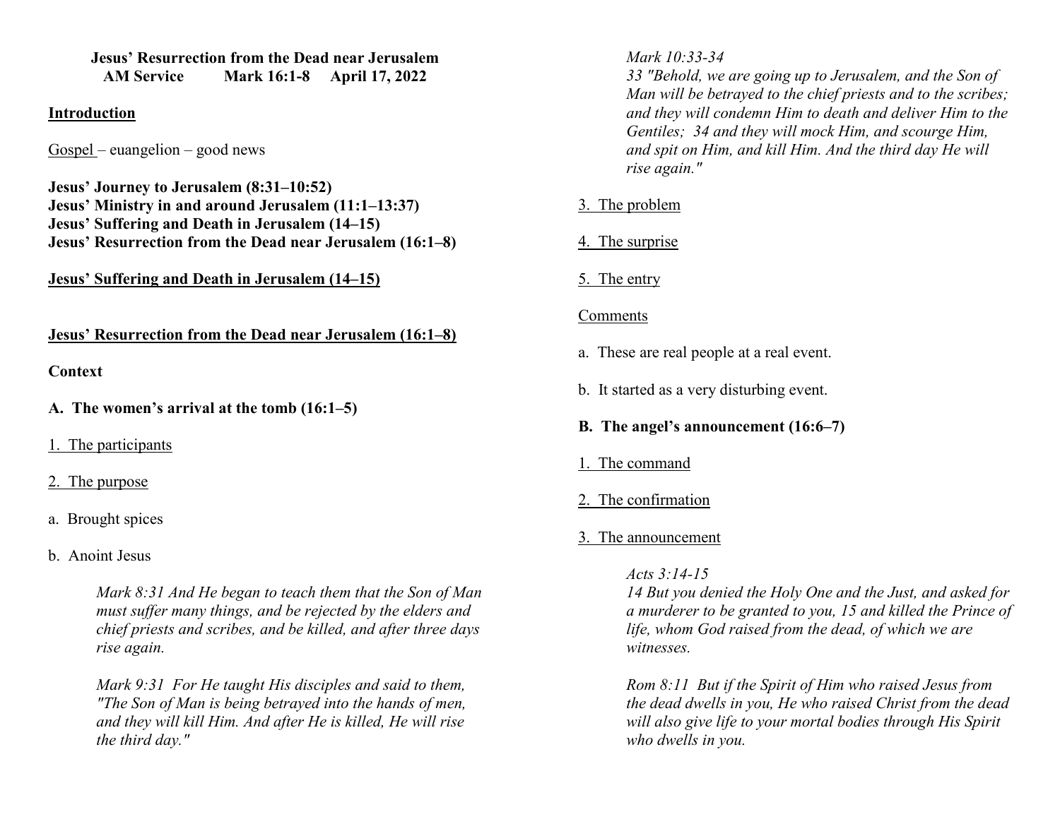**Jesus' Resurrection from the Dead near Jerusalem**
**AM Service Mark 16:1-8 April 17, 2022**

**Introduction**

Gospel – euangelion – good news

**Jesus' Journey to Jerusalem (8:31–10:52)**
**Jesus' Ministry in and around Jerusalem (11:1–13:37)**
**Jesus' Suffering and Death in Jerusalem (14–15)**
**Jesus' Resurrection from the Dead near Jerusalem (16:1–8)**

**Jesus' Suffering and Death in Jerusalem (14–15)**

**Jesus' Resurrection from the Dead near Jerusalem (16:1–8)**

**Context**

**A. The women's arrival at the tomb (16:1–5)**

1. The participants

2. The purpose

a. Brought spices

b. Anoint Jesus

> *Mark 8:31 And He began to teach them that the Son of Man must suffer many things, and be rejected by the elders and chief priests and scribes, and be killed, and after three days rise again.*

> *Mark 9:31 For He taught His disciples and said to them, "The Son of Man is being betrayed into the hands of men, and they will kill Him. And after He is killed, He will rise the third day."*

> *Mark 10:33-34*
> *33 "Behold, we are going up to Jerusalem, and the Son of Man will be betrayed to the chief priests and to the scribes; and they will condemn Him to death and deliver Him to the Gentiles; 34 and they will mock Him, and scourge Him, and spit on Him, and kill Him. And the third day He will rise again."*

3. The problem

4. The surprise

5. The entry

Comments

a. These are real people at a real event.

b. It started as a very disturbing event.

**B. The angel's announcement (16:6–7)**

1. The command

2. The confirmation

3. The announcement

> *Acts 3:14-15*
> *14 But you denied the Holy One and the Just, and asked for a murderer to be granted to you, 15 and killed the Prince of life, whom God raised from the dead, of which we are witnesses.*

> *Rom 8:11 But if the Spirit of Him who raised Jesus from the dead dwells in you, He who raised Christ from the dead will also give life to your mortal bodies through His Spirit who dwells in you.*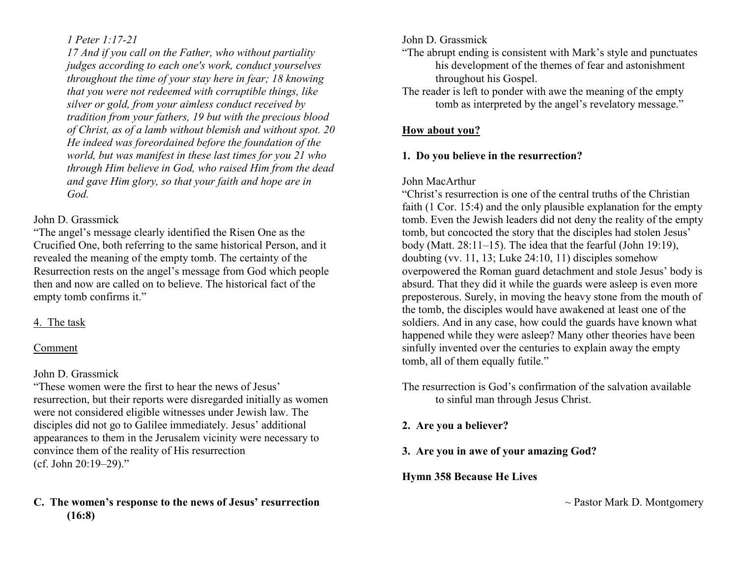*1 Peter 1:17-21*

*17 And if you call on the Father, who without partiality judges according to each one's work, conduct yourselves throughout the time of your stay here in fear; 18 knowing that you were not redeemed with corruptible things, like silver or gold, from your aimless conduct received by tradition from your fathers, 19 but with the precious blood of Christ, as of a lamb without blemish and without spot. 20 He indeed was foreordained before the foundation of the world, but was manifest in these last times for you 21 who through Him believe in God, who raised Him from the dead and gave Him glory, so that your faith and hope are in God.*

John D. Grassmick

"The angel's message clearly identified the Risen One as the Crucified One, both referring to the same historical Person, and it revealed the meaning of the empty tomb. The certainty of the Resurrection rests on the angel's message from God which people then and now are called on to believe. The historical fact of the empty tomb confirms it."

<u>4. The task</u>

<u>Comment</u>

John D. Grassmick

"These women were the first to hear the news of Jesus' resurrection, but their reports were disregarded initially as women were not considered eligible witnesses under Jewish law. The disciples did not go to Galilee immediately. Jesus' additional appearances to them in the Jerusalem vicinity were necessary to convince them of the reality of His resurrection (cf. John 20:19–29)."

**C. The women's response to the news of Jesus' resurrection (16:8)**

John D. Grassmick

"The abrupt ending is consistent with Mark's style and punctuates his development of the themes of fear and astonishment throughout his Gospel.

The reader is left to ponder with awe the meaning of the empty tomb as interpreted by the angel's revelatory message."

**<u>How about you?</u>**

**1. Do you believe in the resurrection?**

John MacArthur

"Christ's resurrection is one of the central truths of the Christian faith (1 Cor. 15:4) and the only plausible explanation for the empty tomb. Even the Jewish leaders did not deny the reality of the empty tomb, but concocted the story that the disciples had stolen Jesus' body (Matt. 28:11–15). The idea that the fearful (John 19:19), doubting (vv. 11, 13; Luke 24:10, 11) disciples somehow overpowered the Roman guard detachment and stole Jesus' body is absurd. That they did it while the guards were asleep is even more preposterous. Surely, in moving the heavy stone from the mouth of the tomb, the disciples would have awakened at least one of the soldiers. And in any case, how could the guards have known what happened while they were asleep? Many other theories have been sinfully invented over the centuries to explain away the empty tomb, all of them equally futile."

The resurrection is God's confirmation of the salvation available to sinful man through Jesus Christ.

**2. Are you a believer?**

**3. Are you in awe of your amazing God?**

**Hymn 358 Because He Lives**

~ Pastor Mark D. Montgomery